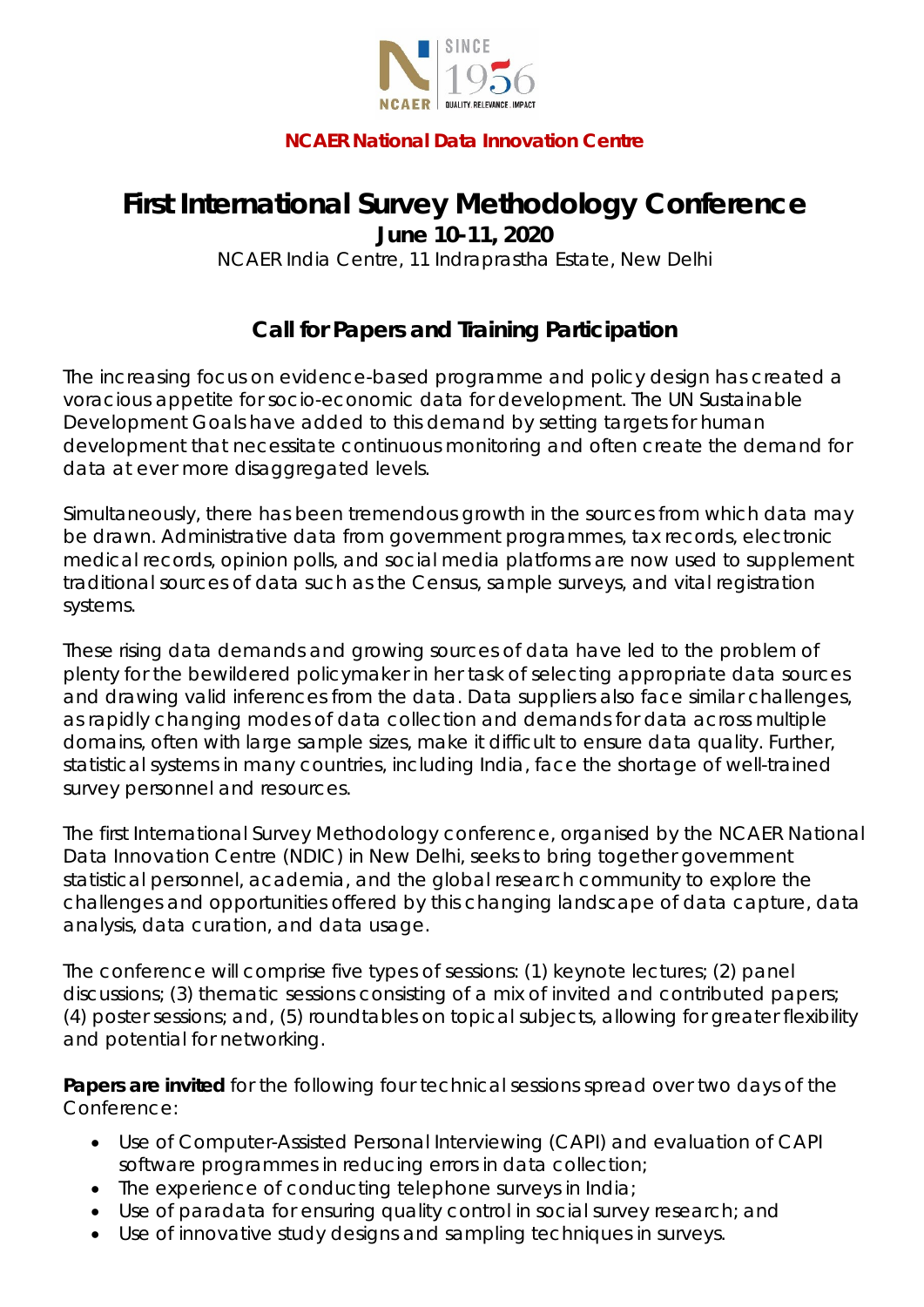**NCAER National Data Innovation Centre**

# First International Survey Methodology Conference

**June 10-11, 2020**

NCAER India Centre, 11 Indraprastha Estate, New Delhi

## Call for Papers and Training Participation

The increasing focus on evidence-based programme and policy design has created a voracious appetite for socio-economic data for development. The UN Sustainable Development Goals have added to this demand by setting targets for human development that necessitate continuous monitoring and often create the demand for data at ever more disaggregated levels.

Simultaneously, there has been tremendous growth in the sources from which data may be drawn. Administrative data from government programmes, tax records, electronic medical records, opinion polls, and social media platforms are now used to supplement traditional sources of data such as the Census, sample surveys, and vital registration systems.

These rising data demands and growing sources of data have led to the problem of plenty for the bewildered policymaker in her task of selecting appropriate data sources and drawing valid inferences from the data. Data suppliers also face similar challenges, as rapidly changing modes of data collection and demands for data across multiple domains, often with large sample sizes, make it difficult to ensure data quality. Further, statistical systems in many countries, including India, face the shortage of well-trained survey personnel and resources.

The first International Survey Methodology conference, organised by the NCAER National Data Innovation Centre (NDIC) in New Delhi, seeks to bring together government statistical personnel, academia, and the global research community to explore the challenges and opportunities offered by this changing landscape of data capture, data analysis, data curation, and data usage.

The conference will comprise five types of sessions: (1) keynote lectures; (2) panel discussions; (3) thematic sessions consisting of a mix of invited and contributed papers; (4) poster sessions; and, (5) roundtables on topical subjects, allowing for greater flexibility and potential for networking.

**Papers are invited** for the following four technical sessions spread over two days of the Conference:

- Use of Computer-Assisted Personal Interviewing (CAPI) and evaluation of CAPI software programmes in reducing errors in data collection;
- The experience of conducting telephone surveys in India;
- Use of paradata for ensuring quality control in social survey research; and
- Use of innovative study designs and sampling techniques in surveys.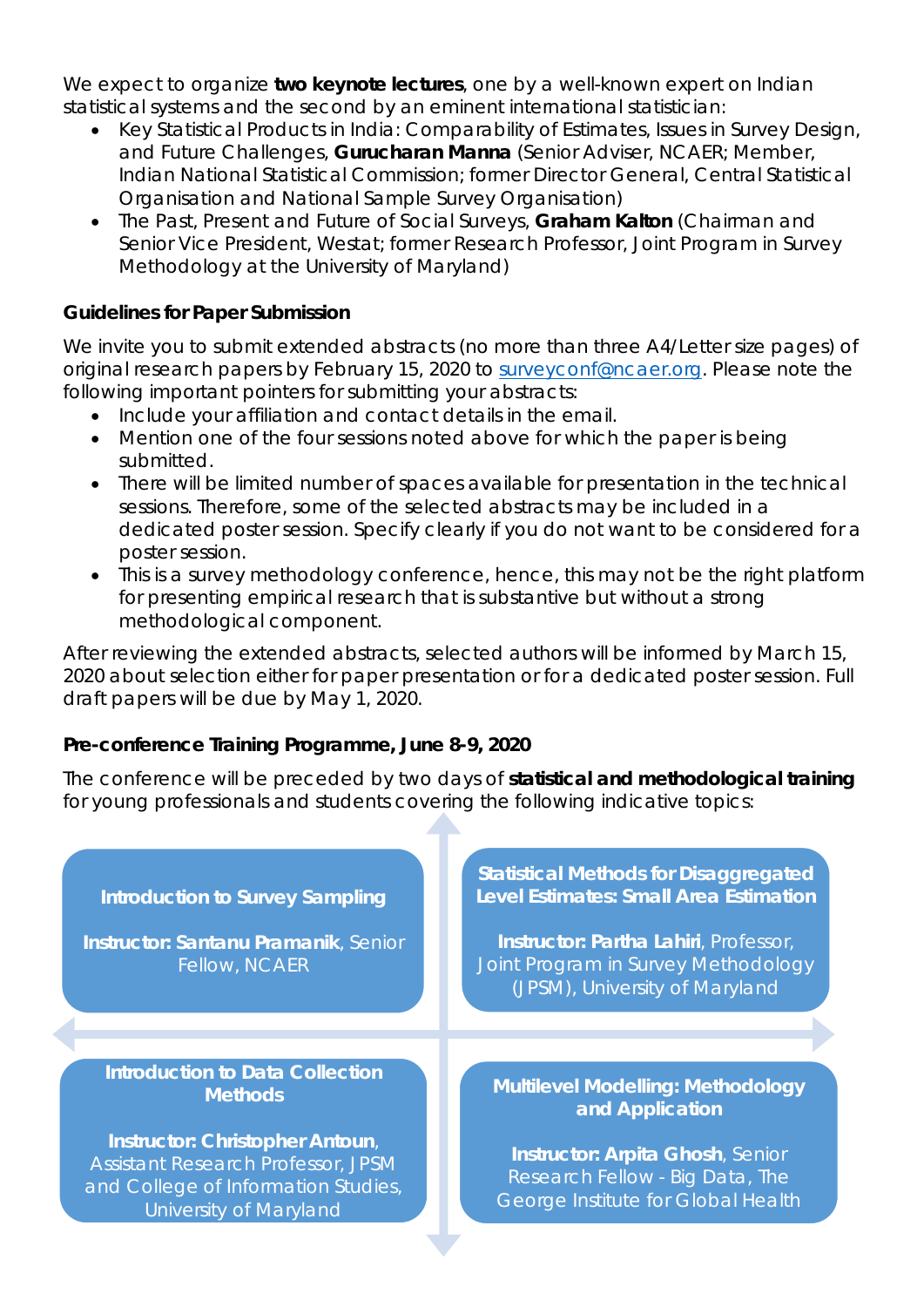We expect to organize **two keynote lectures**, one by a well-known expert on Indian statistical systems and the second by an eminent international statistician:

- Key Statistical Products in India: Comparability of Estimates, Issues in Survey Design, and Future Challenges, **Gurucharan Manna** (Senior Adviser, NCAER; Member, Indian National Statistical Commission; former Director General, Central Statistical Organisation and National Sample Survey Organisation)
- The Past, Present and Future of Social Surveys, **Graham Kalton** (Chairman and Senior Vice President, Westat; former Research Professor, Joint Program in Survey Methodology at the University of Maryland)

**Guidelines for Paper Submission**

We invite you to submit extended abstracts (no more than three A4/Letter size pages) of original research papers by February 15, 2020 to surveyconf@ncaer.org. Please note the following important pointers for submitting your abstracts:

- Include your affiliation and contact details in the email.
- Mention one of the four sessions noted above for which the paper is being submitted.
- There will be limited number of spaces available for presentation in the technical sessions. Therefore, some of the selected abstracts may be included in a dedicated poster session. Specify clearly if you do not want to be considered for a poster session.
- This is a survey methodology conference, hence, this may not be the right platform for presenting empirical research that is substantive but without a strong methodological component.

After reviewing the extended abstracts, selected authors will be informed by March 15, 2020 about selection either for paper presentation or for a dedicated poster session. Full draft papers will be due by May 1, 2020.

**Pre-conference Training Programme, June 8-9, 2020**

The conference will be preceded by two days of **statistical and methodological training** for young professionals and students covering the following indicative topics:

**Introduction to Survey Sampling**

**Instructor: Santanu Pramanik**, Senior Fellow, NCAER

**Statistical Methods for Disaggregated Level Estimates: Small Area Estimation**

**Instructor: Partha Lahiri**, Professor, Joint Program in Survey Methodology (JPSM), University of Maryland

**Introduction to Data Collection Methods**

**Instructor: Christopher Antoun**, Assistant Research Professor, JPSM and College of Information Studies, University of Maryland

**Multilevel Modelling: Methodology and Application**

**Instructor: Arpita Ghosh**, Senior Research Fellow - Big Data, The George Institute for Global Health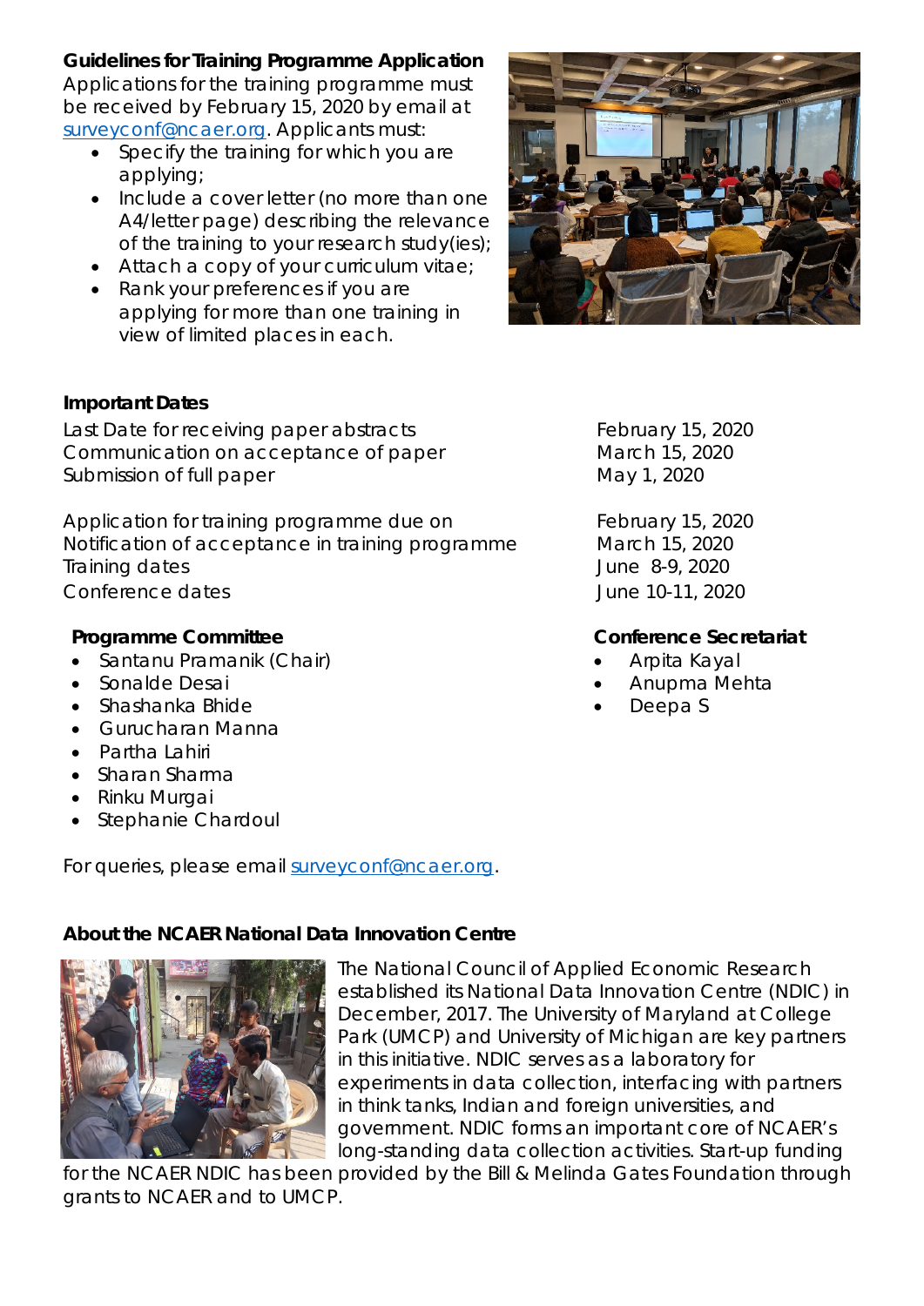**Guidelines for Training Programme Application**

Applications for the training programme must be received by February 15, 2020 by email at surveyconf@ncaer.org. Applicants must:

- Specify the training for which you are applying;
- Include a cover letter (no more than one A4/letter page) describing the relevance of the training to your research study(ies);
- Attach a copy of your curriculum vitae;
- Rank your preferences if you are applying for more than one training in view of limited places in each.

**Important Dates**

| | |
|---|---|
| Last Date for receiving paper abstracts | February 15, 2020 |
| Communication on acceptance of paper | March 15, 2020 |
| Submission of full paper | May 1, 2020 |
| Application for training programme due on | February 15, 2020 |
| Notification of acceptance in training programme | March 15, 2020 |
| Training dates | June 8-9, 2020 |
| Conference dates | June 10-11, 2020 |

**Programme Committee**

- Santanu Pramanik (Chair)
- Sonalde Desai
- Shashanka Bhide
- Gurucharan Manna
- Partha Lahiri
- Sharan Sharma
- Rinku Murgai
- Stephanie Chardoul

**Conference Secretariat**

- Arpita Kayal
- Anupma Mehta
- Deepa S

For queries, please email surveyconf@ncaer.org.

**About the NCAER National Data Innovation Centre**

The National Council of Applied Economic Research established its National Data Innovation Centre (NDIC) in December, 2017. The University of Maryland at College Park (UMCP) and University of Michigan are key partners in this initiative. NDIC serves as a laboratory for experiments in data collection, interfacing with partners in think tanks, Indian and foreign universities, and government. NDIC forms an important core of NCAER's long-standing data collection activities. Start-up funding for the NCAER NDIC has been provided by the Bill & Melinda Gates Foundation through grants to NCAER and to UMCP.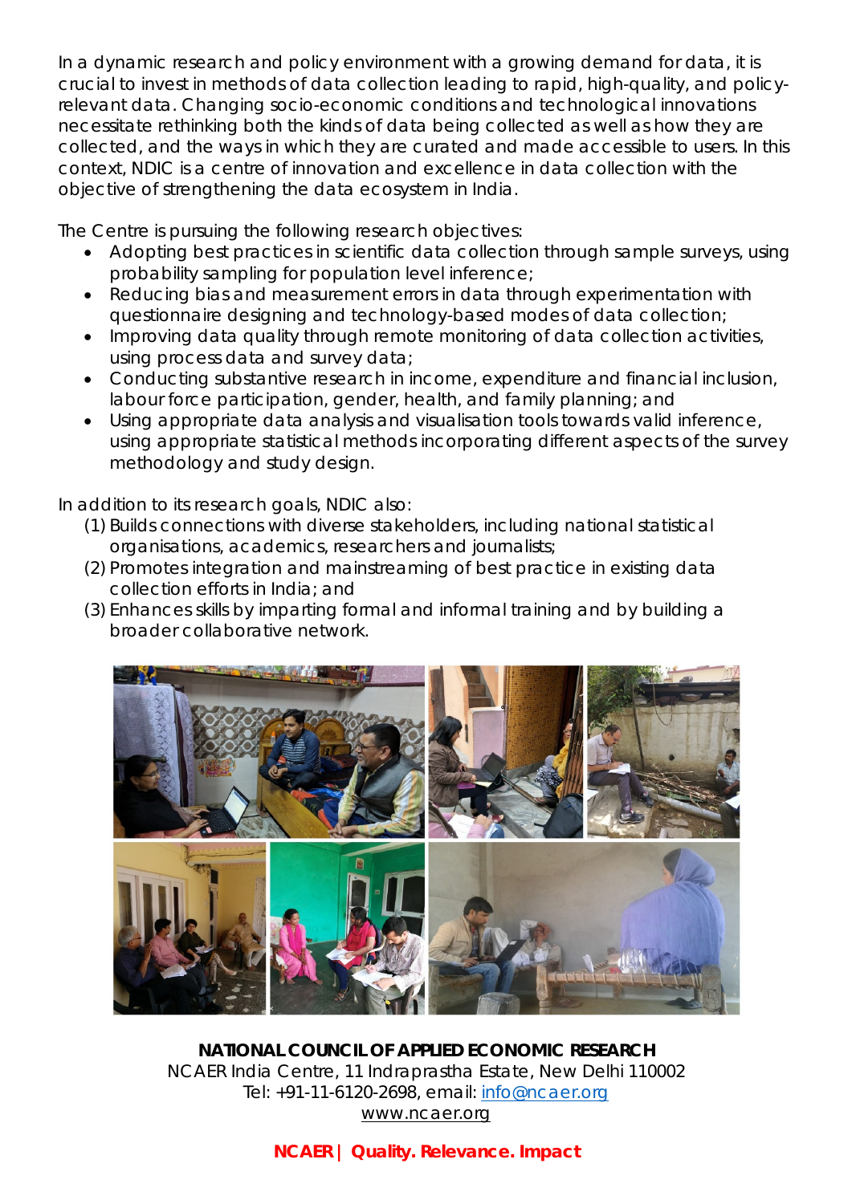In a dynamic research and policy environment with a growing demand for data, it is crucial to invest in methods of data collection leading to rapid, high-quality, and policy-relevant data. Changing socio-economic conditions and technological innovations necessitate rethinking both the kinds of data being collected as well as how they are collected, and the ways in which they are curated and made accessible to users. In this context, NDIC is a centre of innovation and excellence in data collection with the objective of strengthening the data ecosystem in India.

The Centre is pursuing the following research objectives:

- Adopting best practices in scientific data collection through sample surveys, using probability sampling for population level inference;
- Reducing bias and measurement errors in data through experimentation with questionnaire designing and technology-based modes of data collection;
- Improving data quality through remote monitoring of data collection activities, using process data and survey data;
- Conducting substantive research in income, expenditure and financial inclusion, labour force participation, gender, health, and family planning; and
- Using appropriate data analysis and visualisation tools towards valid inference, using appropriate statistical methods incorporating different aspects of the survey methodology and study design.

In addition to its research goals, NDIC also:

(1) Builds connections with diverse stakeholders, including national statistical organisations, academics, researchers and journalists;
(2) Promotes integration and mainstreaming of best practice in existing data collection efforts in India; and
(3) Enhances skills by imparting formal and informal training and by building a broader collaborative network.

**NATIONAL COUNCIL OF APPLIED ECONOMIC RESEARCH**
NCAER India Centre, 11 Indraprastha Estate, New Delhi 110002
Tel: +91-11-6120-2698, email: info@ncaer.org
www.ncaer.org

**NCAER | Quality. Relevance. Impact**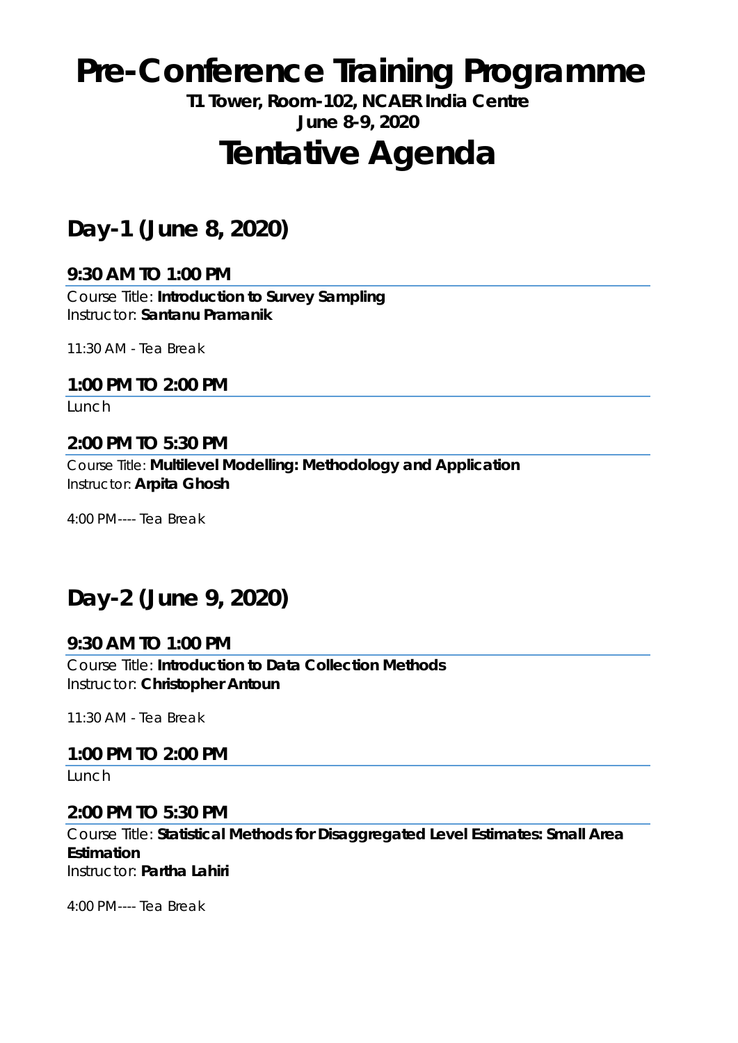# Pre-Conference Training Programme

**T1 Tower, Room-102, NCAER India Centre**

**June 8-9, 2020**

# Tentative Agenda

## Day-1 (June 8, 2020)

### 9:30 AM TO 1:00 PM

Course Title: **Introduction to Survey Sampling**
Instructor: **Santanu Pramanik**

11:30 AM - Tea Break

### 1:00 PM TO 2:00 PM

Lunch

### 2:00 PM TO 5:30 PM

Course Title: **Multilevel Modelling: Methodology and Application**
Instructor: **Arpita Ghosh**

4:00 PM---- Tea Break

## Day-2 (June 9, 2020)

### 9:30 AM TO 1:00 PM

Course Title: **Introduction to Data Collection Methods**
Instructor: **Christopher Antoun**

11:30 AM - Tea Break

### 1:00 PM TO 2:00 PM

Lunch

### 2:00 PM TO 5:30 PM

Course Title: **Statistical Methods for Disaggregated Level Estimates: Small Area Estimation**
Instructor: **Partha Lahiri**

4:00 PM---- Tea Break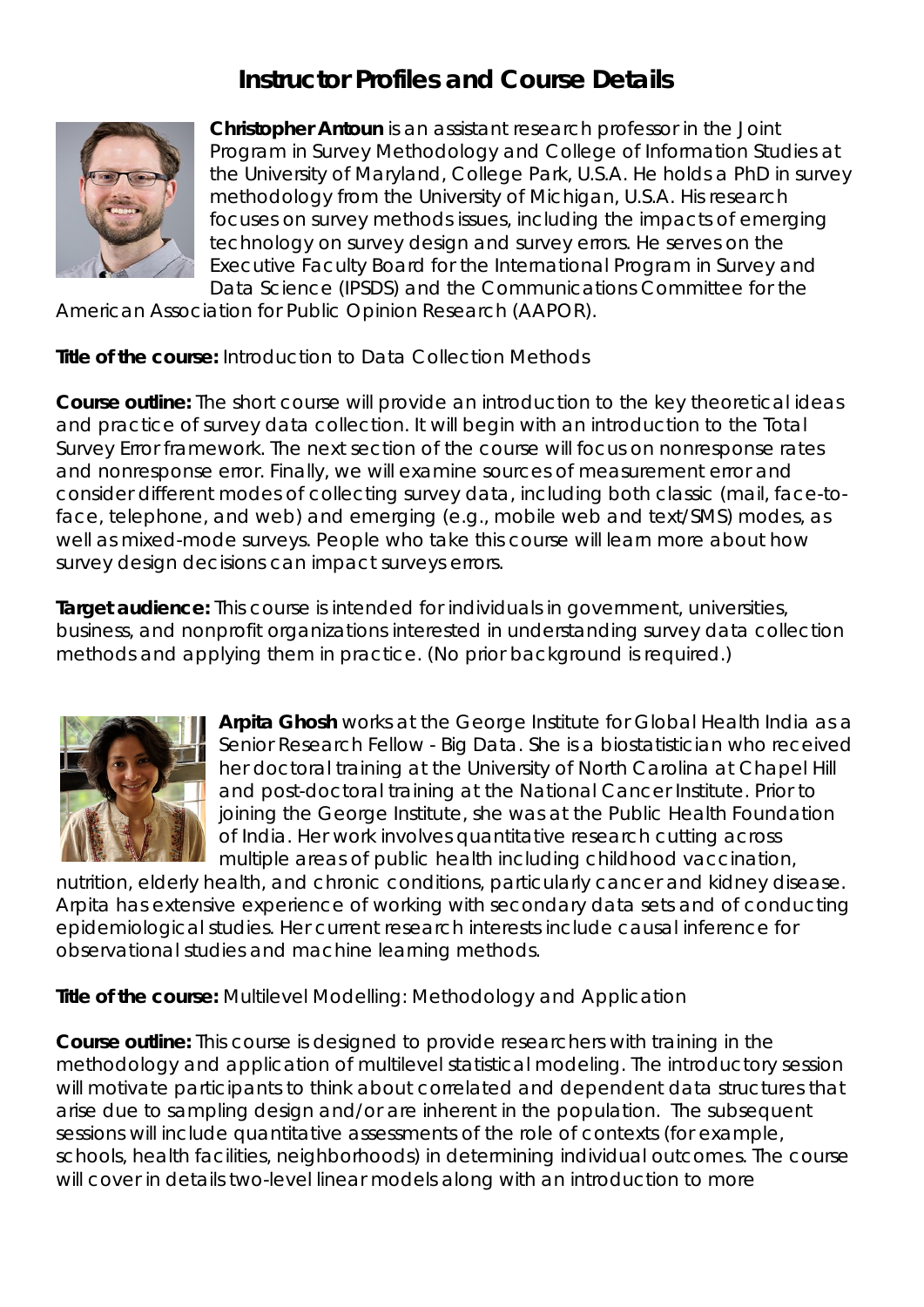# Instructor Profiles and Course Details

**Christopher Antoun** is an assistant research professor in the Joint Program in Survey Methodology and College of Information Studies at the University of Maryland, College Park, U.S.A. He holds a PhD in survey methodology from the University of Michigan, U.S.A. His research focuses on survey methods issues, including the impacts of emerging technology on survey design and survey errors. He serves on the Executive Faculty Board for the International Program in Survey and Data Science (IPSDS) and the Communications Committee for the American Association for Public Opinion Research (AAPOR).

**Title of the course:** Introduction to Data Collection Methods

**Course outline:** The short course will provide an introduction to the key theoretical ideas and practice of survey data collection. It will begin with an introduction to the Total Survey Error framework. The next section of the course will focus on nonresponse rates and nonresponse error. Finally, we will examine sources of measurement error and consider different modes of collecting survey data, including both classic (mail, face-to-face, telephone, and web) and emerging (e.g., mobile web and text/SMS) modes, as well as mixed-mode surveys. People who take this course will learn more about how survey design decisions can impact surveys errors.

**Target audience:** This course is intended for individuals in government, universities, business, and nonprofit organizations interested in understanding survey data collection methods and applying them in practice. (No prior background is required.)

**Arpita Ghosh** works at the George Institute for Global Health India as a Senior Research Fellow - Big Data. She is a biostatistician who received her doctoral training at the University of North Carolina at Chapel Hill and post-doctoral training at the National Cancer Institute. Prior to joining the George Institute, she was at the Public Health Foundation of India. Her work involves quantitative research cutting across multiple areas of public health including childhood vaccination, nutrition, elderly health, and chronic conditions, particularly cancer and kidney disease. Arpita has extensive experience of working with secondary data sets and of conducting epidemiological studies. Her current research interests include causal inference for observational studies and machine learning methods.

**Title of the course:** Multilevel Modelling: Methodology and Application

**Course outline:** This course is designed to provide researchers with training in the methodology and application of multilevel statistical modeling. The introductory session will motivate participants to think about correlated and dependent data structures that arise due to sampling design and/or are inherent in the population. The subsequent sessions will include quantitative assessments of the role of contexts (for example, schools, health facilities, neighborhoods) in determining individual outcomes. The course will cover in details two-level linear models along with an introduction to more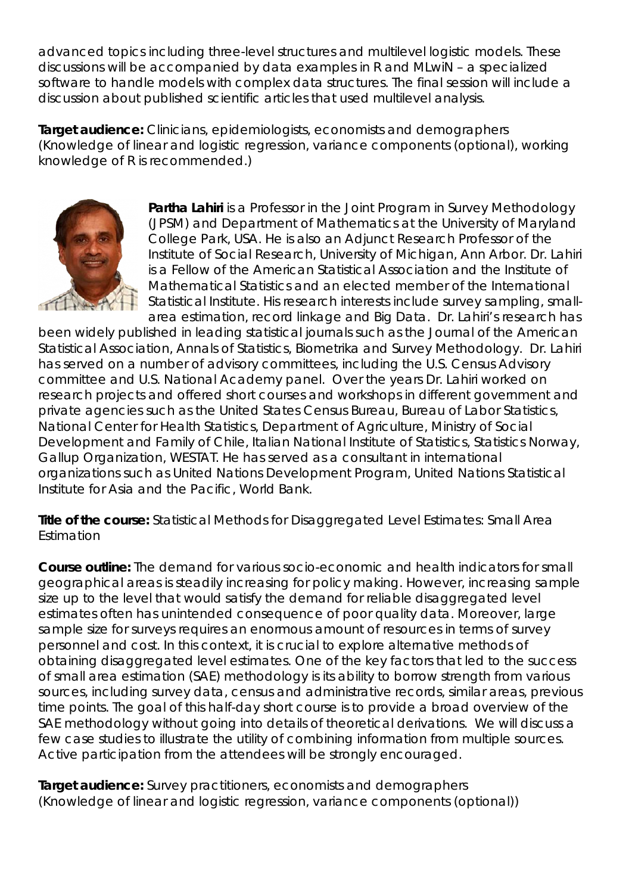advanced topics including three-level structures and multilevel logistic models. These discussions will be accompanied by data examples in R and MLwiN – a specialized software to handle models with complex data structures. The final session will include a discussion about published scientific articles that used multilevel analysis.

**Target audience:** Clinicians, epidemiologists, economists and demographers (Knowledge of linear and logistic regression, variance components (optional), working knowledge of R is recommended.)

**Partha Lahiri** is a Professor in the Joint Program in Survey Methodology (JPSM) and Department of Mathematics at the University of Maryland College Park, USA. He is also an Adjunct Research Professor of the Institute of Social Research, University of Michigan, Ann Arbor. Dr. Lahiri is a Fellow of the American Statistical Association and the Institute of Mathematical Statistics and an elected member of the International Statistical Institute. His research interests include survey sampling, small-area estimation, record linkage and Big Data. Dr. Lahiri's research has been widely published in leading statistical journals such as the Journal of the American Statistical Association, Annals of Statistics, Biometrika and Survey Methodology. Dr. Lahiri has served on a number of advisory committees, including the U.S. Census Advisory committee and U.S. National Academy panel. Over the years Dr. Lahiri worked on research projects and offered short courses and workshops in different government and private agencies such as the United States Census Bureau, Bureau of Labor Statistics, National Center for Health Statistics, Department of Agriculture, Ministry of Social Development and Family of Chile, Italian National Institute of Statistics, Statistics Norway, Gallup Organization, WESTAT. He has served as a consultant in international organizations such as United Nations Development Program, United Nations Statistical Institute for Asia and the Pacific, World Bank.

**Title of the course:** Statistical Methods for Disaggregated Level Estimates: Small Area Estimation

**Course outline:** The demand for various socio-economic and health indicators for small geographical areas is steadily increasing for policy making. However, increasing sample size up to the level that would satisfy the demand for reliable disaggregated level estimates often has unintended consequence of poor quality data. Moreover, large sample size for surveys requires an enormous amount of resources in terms of survey personnel and cost. In this context, it is crucial to explore alternative methods of obtaining disaggregated level estimates. One of the key factors that led to the success of small area estimation (SAE) methodology is its ability to borrow strength from various sources, including survey data, census and administrative records, similar areas, previous time points. The goal of this half-day short course is to provide a broad overview of the SAE methodology without going into details of theoretical derivations. We will discuss a few case studies to illustrate the utility of combining information from multiple sources. Active participation from the attendees will be strongly encouraged.

**Target audience:** Survey practitioners, economists and demographers (Knowledge of linear and logistic regression, variance components (optional))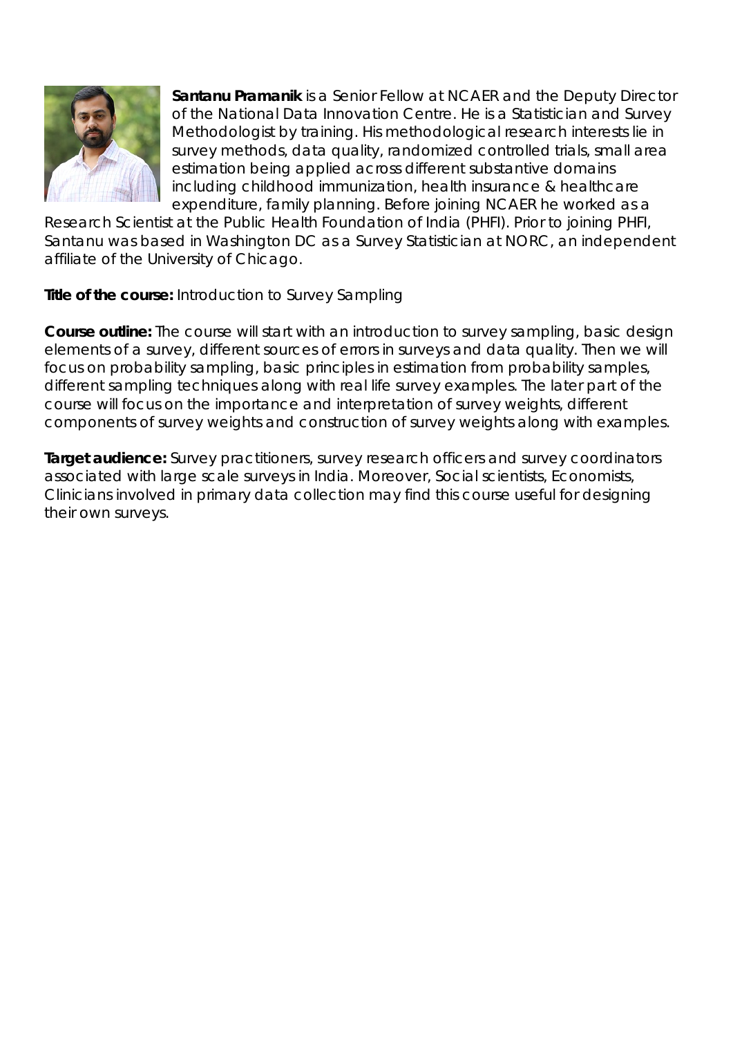**Santanu Pramanik** is a Senior Fellow at NCAER and the Deputy Director of the National Data Innovation Centre. He is a Statistician and Survey Methodologist by training. His methodological research interests lie in survey methods, data quality, randomized controlled trials, small area estimation being applied across different substantive domains including childhood immunization, health insurance & healthcare expenditure, family planning. Before joining NCAER he worked as a Research Scientist at the Public Health Foundation of India (PHFI). Prior to joining PHFI, Santanu was based in Washington DC as a Survey Statistician at NORC, an independent affiliate of the University of Chicago.

**Title of the course:** Introduction to Survey Sampling

**Course outline:** The course will start with an introduction to survey sampling, basic design elements of a survey, different sources of errors in surveys and data quality. Then we will focus on probability sampling, basic principles in estimation from probability samples, different sampling techniques along with real life survey examples. The later part of the course will focus on the importance and interpretation of survey weights, different components of survey weights and construction of survey weights along with examples.

**Target audience:** Survey practitioners, survey research officers and survey coordinators associated with large scale surveys in India. Moreover, Social scientists, Economists, Clinicians involved in primary data collection may find this course useful for designing their own surveys.